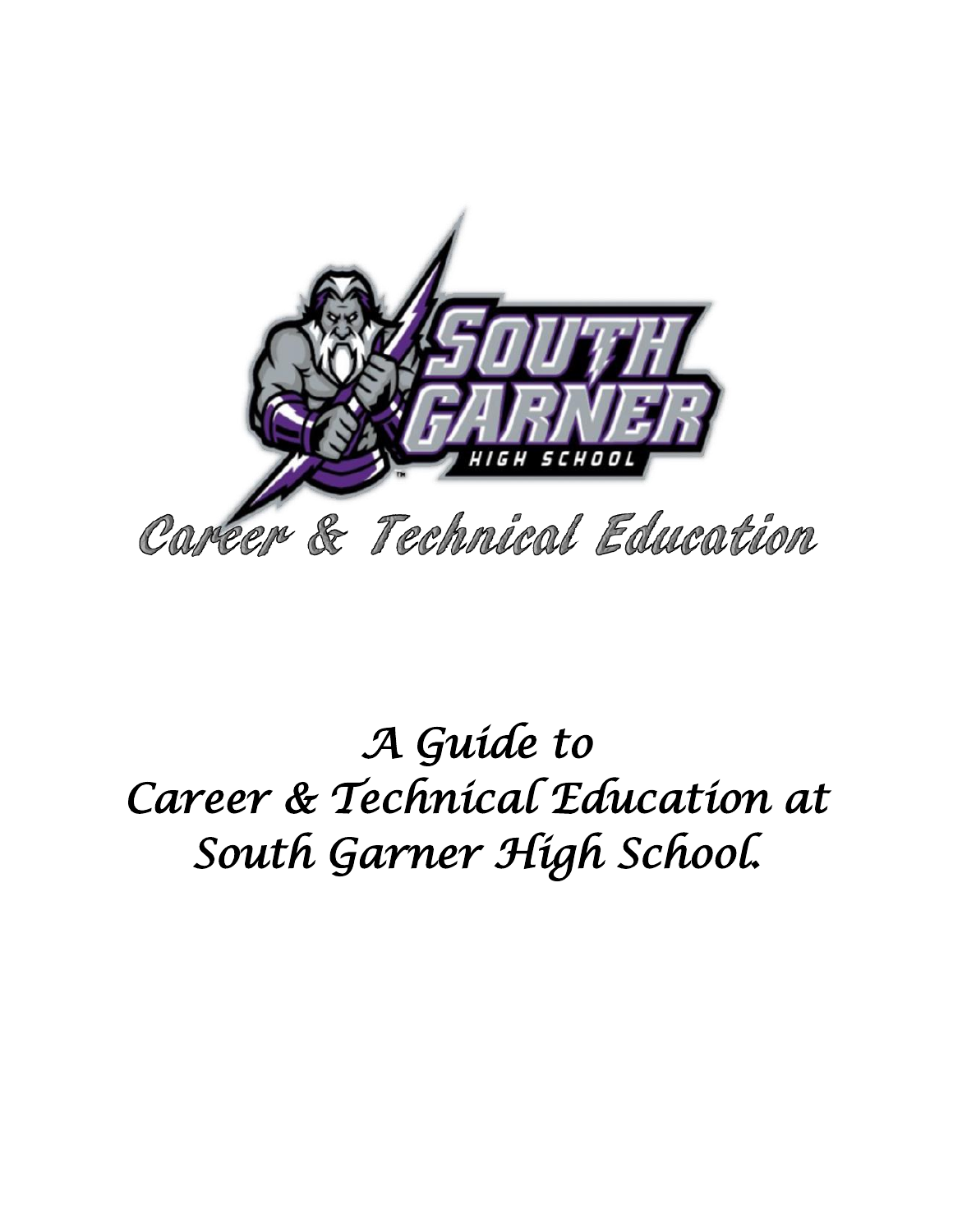# Career & Technical Education

*A Guide to*
*Career & Technical Education at*
*South Garner High School.*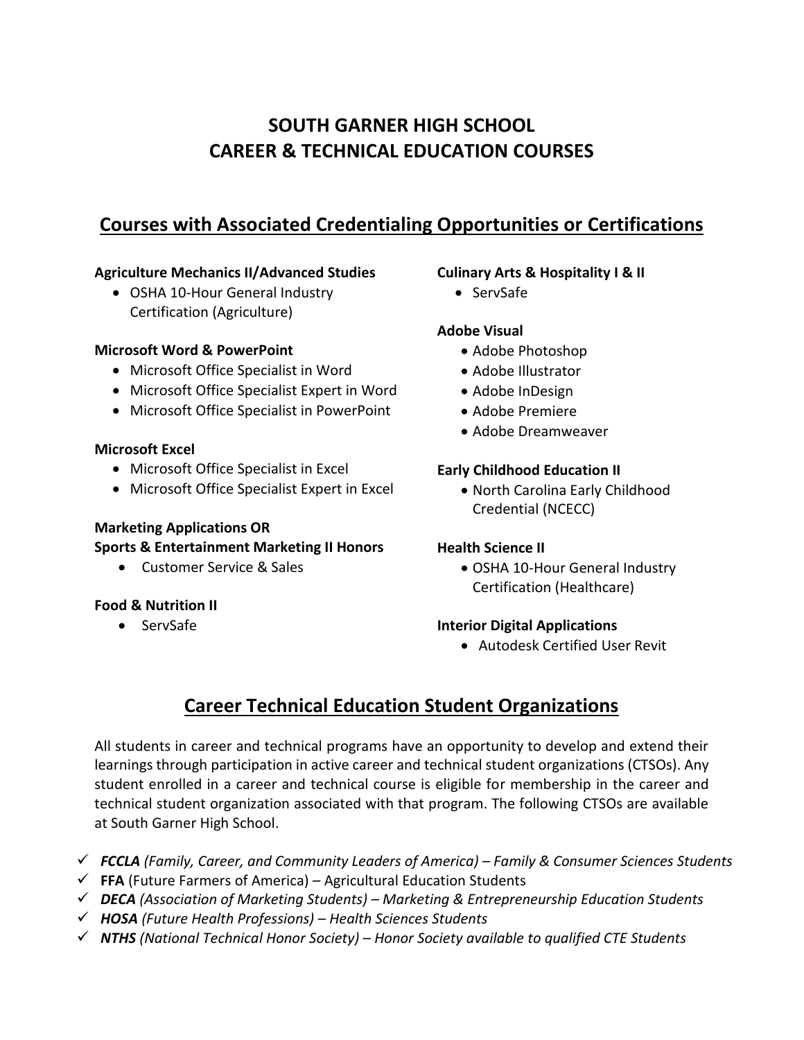# SOUTH GARNER HIGH SCHOOL
# CAREER & TECHNICAL EDUCATION COURSES

## Courses with Associated Credentialing Opportunities or Certifications

**Agriculture Mechanics II/Advanced Studies**
- OSHA 10-Hour General Industry Certification (Agriculture)

**Microsoft Word & PowerPoint**
- Microsoft Office Specialist in Word
- Microsoft Office Specialist Expert in Word
- Microsoft Office Specialist in PowerPoint

**Microsoft Excel**
- Microsoft Office Specialist in Excel
- Microsoft Office Specialist Expert in Excel

**Marketing Applications OR**
**Sports & Entertainment Marketing II Honors**
- Customer Service & Sales

**Food & Nutrition II**
- ServSafe

**Culinary Arts & Hospitality I & II**
- ServSafe

**Adobe Visual**
- Adobe Photoshop
- Adobe Illustrator
- Adobe InDesign
- Adobe Premiere
- Adobe Dreamweaver

**Early Childhood Education II**
- North Carolina Early Childhood Credential (NCECC)

**Health Science II**
- OSHA 10-Hour General Industry Certification (Healthcare)

**Interior Digital Applications**
- Autodesk Certified User Revit

## Career Technical Education Student Organizations

All students in career and technical programs have an opportunity to develop and extend their learnings through participation in active career and technical student organizations (CTSOs). Any student enrolled in a career and technical course is eligible for membership in the career and technical student organization associated with that program. The following CTSOs are available at South Garner High School.

- ✓ ***FCCLA*** *(Family, Career, and Community Leaders of America) – Family & Consumer Sciences Students*
- ✓ **FFA** (Future Farmers of America) – Agricultural Education Students
- ✓ ***DECA*** *(Association of Marketing Students) – Marketing & Entrepreneurship Education Students*
- ✓ ***HOSA*** *(Future Health Professions) – Health Sciences Students*
- ✓ ***NTHS*** *(National Technical Honor Society) – Honor Society available to qualified CTE Students*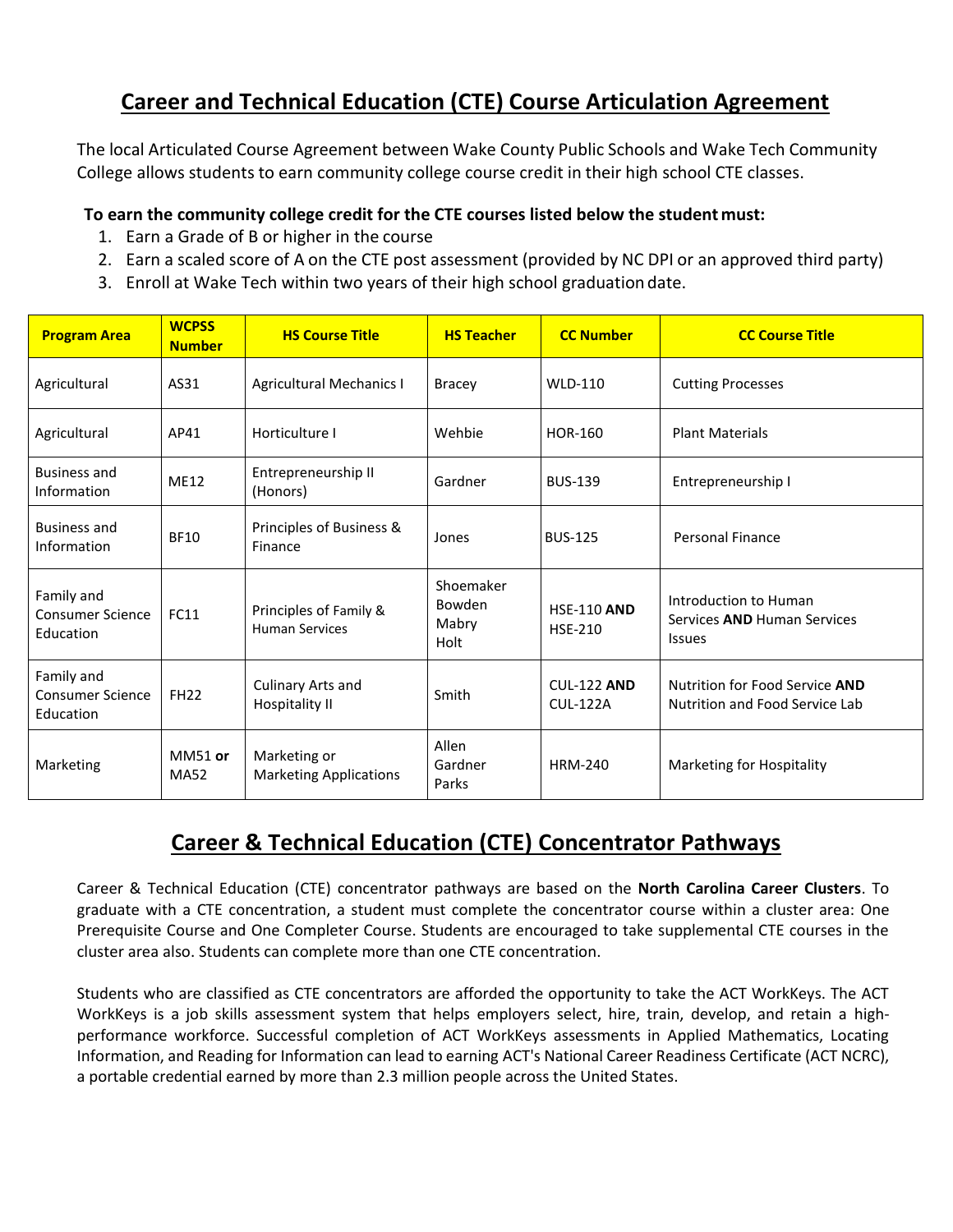# Career and Technical Education (CTE) Course Articulation Agreement

The local Articulated Course Agreement between Wake County Public Schools and Wake Tech Community College allows students to earn community college course credit in their high school CTE classes.

**To earn the community college credit for the CTE courses listed below the student must:**

1. Earn a Grade of B or higher in the course
2. Earn a scaled score of A on the CTE post assessment (provided by NC DPI or an approved third party)
3. Enroll at Wake Tech within two years of their high school graduation date.

| Program Area | WCPSS Number | HS Course Title | HS Teacher | CC Number | CC Course Title |
|---|---|---|---|---|---|
| Agricultural | AS31 | Agricultural Mechanics I | Bracey | WLD-110 | Cutting Processes |
| Agricultural | AP41 | Horticulture I | Wehbie | HOR-160 | Plant Materials |
| Business and Information | ME12 | Entrepreneurship II (Honors) | Gardner | BUS-139 | Entrepreneurship I |
| Business and Information | BF10 | Principles of Business & Finance | Jones | BUS-125 | Personal Finance |
| Family and Consumer Science Education | FC11 | Principles of Family & Human Services | Shoemaker Bowden Mabry Holt | HSE-110 **AND** HSE-210 | Introduction to Human Services **AND** Human Services Issues |
| Family and Consumer Science Education | FH22 | Culinary Arts and Hospitality II | Smith | CUL-122 **AND** CUL-122A | Nutrition for Food Service **AND** Nutrition and Food Service Lab |
| Marketing | MM51 **or** MA52 | Marketing or Marketing Applications | Allen Gardner Parks | HRM-240 | Marketing for Hospitality |

# Career & Technical Education (CTE) Concentrator Pathways

Career & Technical Education (CTE) concentrator pathways are based on the **North Carolina Career Clusters**. To graduate with a CTE concentration, a student must complete the concentrator course within a cluster area: One Prerequisite Course and One Completer Course. Students are encouraged to take supplemental CTE courses in the cluster area also. Students can complete more than one CTE concentration.

Students who are classified as CTE concentrators are afforded the opportunity to take the ACT WorkKeys. The ACT WorkKeys is a job skills assessment system that helps employers select, hire, train, develop, and retain a high-performance workforce. Successful completion of ACT WorkKeys assessments in Applied Mathematics, Locating Information, and Reading for Information can lead to earning ACT's National Career Readiness Certificate (ACT NCRC), a portable credential earned by more than 2.3 million people across the United States.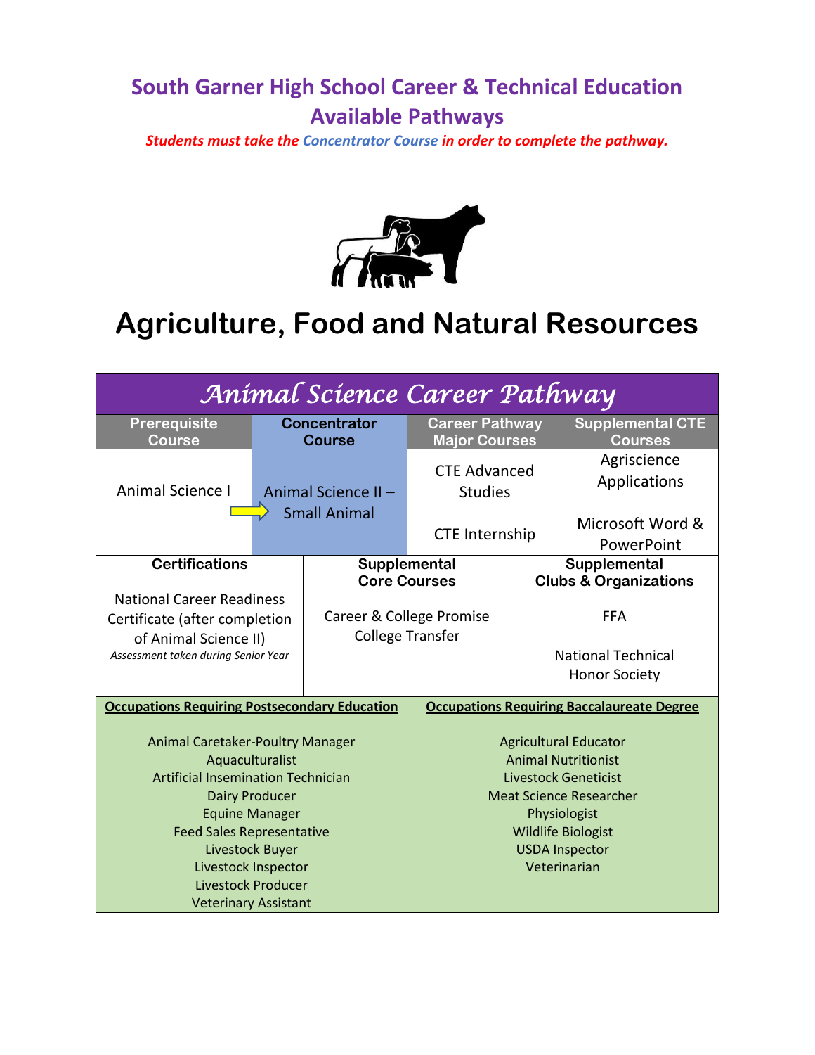# South Garner High School Career & Technical Education Available Pathways

***Students must take the Concentrator Course in order to complete the pathway.***

# Agriculture, Food and Natural Resources

## Animal Science Career Pathway

| Prerequisite Course | Concentrator Course | Career Pathway Major Courses | Supplemental CTE Courses |
|---|---|---|---|
| Animal Science I | Animal Science II – Small Animal | CTE Advanced Studies<br><br>CTE Internship | Agriscience Applications<br><br>Microsoft Word & PowerPoint |

| Certifications | Supplemental Core Courses | Supplemental Clubs & Organizations |
|---|---|---|
| National Career Readiness Certificate (after completion of Animal Science II)<br>*Assessment taken during Senior Year* | Career & College Promise College Transfer | FFA<br><br>National Technical Honor Society |

| Occupations Requiring Postsecondary Education | Occupations Requiring Baccalaureate Degree |
|---|---|
| Animal Caretaker-Poultry Manager | Agricultural Educator |
| Aquaculturalist | Animal Nutritionist |
| Artificial Insemination Technician | Livestock Geneticist |
| Dairy Producer | Meat Science Researcher |
| Equine Manager | Physiologist |
| Feed Sales Representative | Wildlife Biologist |
| Livestock Buyer | USDA Inspector |
| Livestock Inspector | Veterinarian |
| Livestock Producer | |
| Veterinary Assistant | |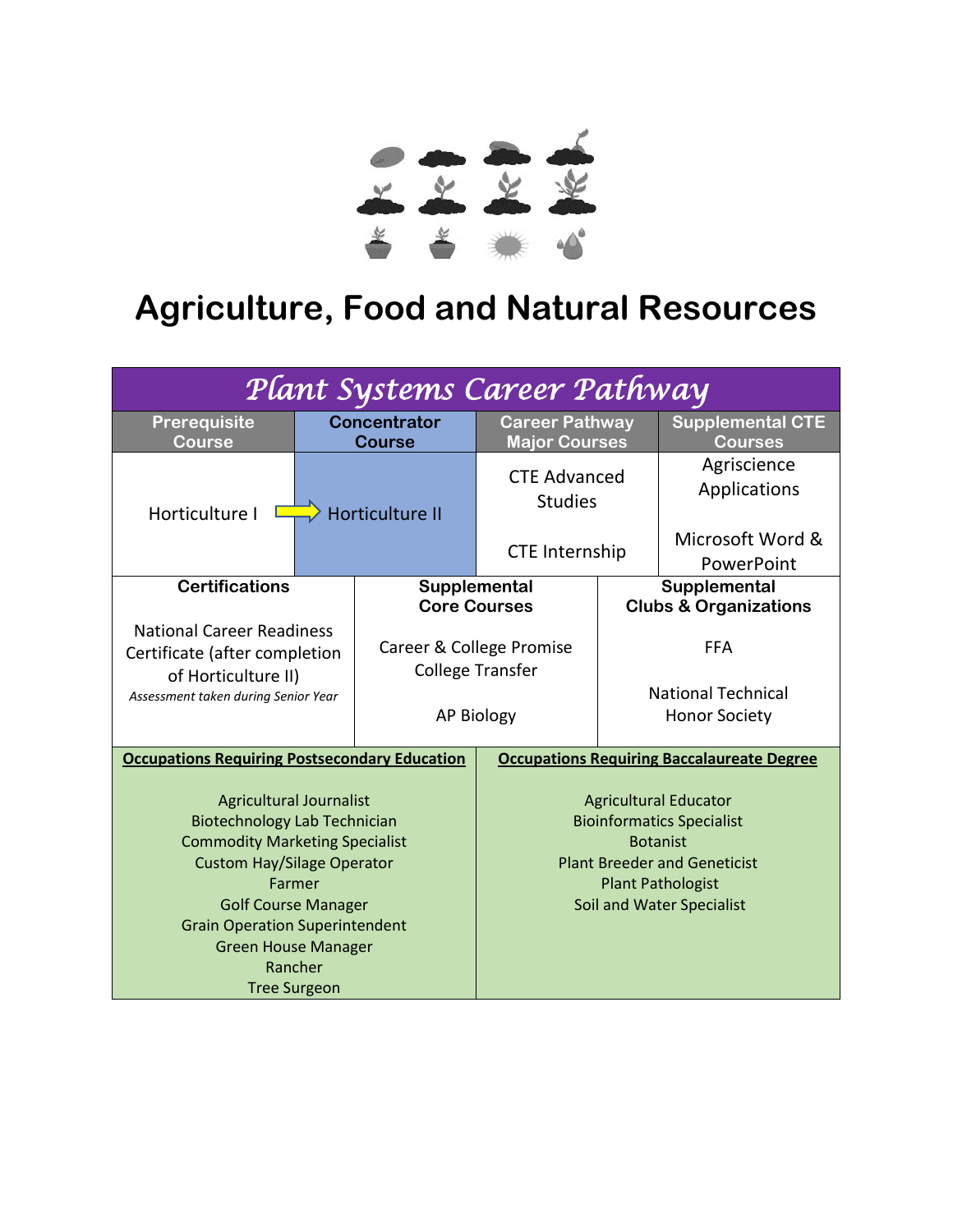# Agriculture, Food and Natural Resources

## Plant Systems Career Pathway

| Prerequisite Course | Concentrator Course | Career Pathway Major Courses | Supplemental CTE Courses |
|---|---|---|---|
| Horticulture I → | Horticulture II | CTE Advanced Studies<br><br>CTE Internship | Agriscience Applications<br><br>Microsoft Word & PowerPoint |

| Certifications | Supplemental Core Courses | Supplemental Clubs & Organizations |
|---|---|---|
| National Career Readiness Certificate (after completion of Horticulture II)<br>*Assessment taken during Senior Year* | Career & College Promise College Transfer<br><br>AP Biology | FFA<br><br>National Technical Honor Society |

| Occupations Requiring Postsecondary Education | Occupations Requiring Baccalaureate Degree |
|---|---|
| Agricultural Journalist<br>Biotechnology Lab Technician<br>Commodity Marketing Specialist<br>Custom Hay/Silage Operator<br>Farmer<br>Golf Course Manager<br>Grain Operation Superintendent<br>Green House Manager<br>Rancher<br>Tree Surgeon | Agricultural Educator<br>Bioinformatics Specialist<br>Botanist<br>Plant Breeder and Geneticist<br>Plant Pathologist<br>Soil and Water Specialist |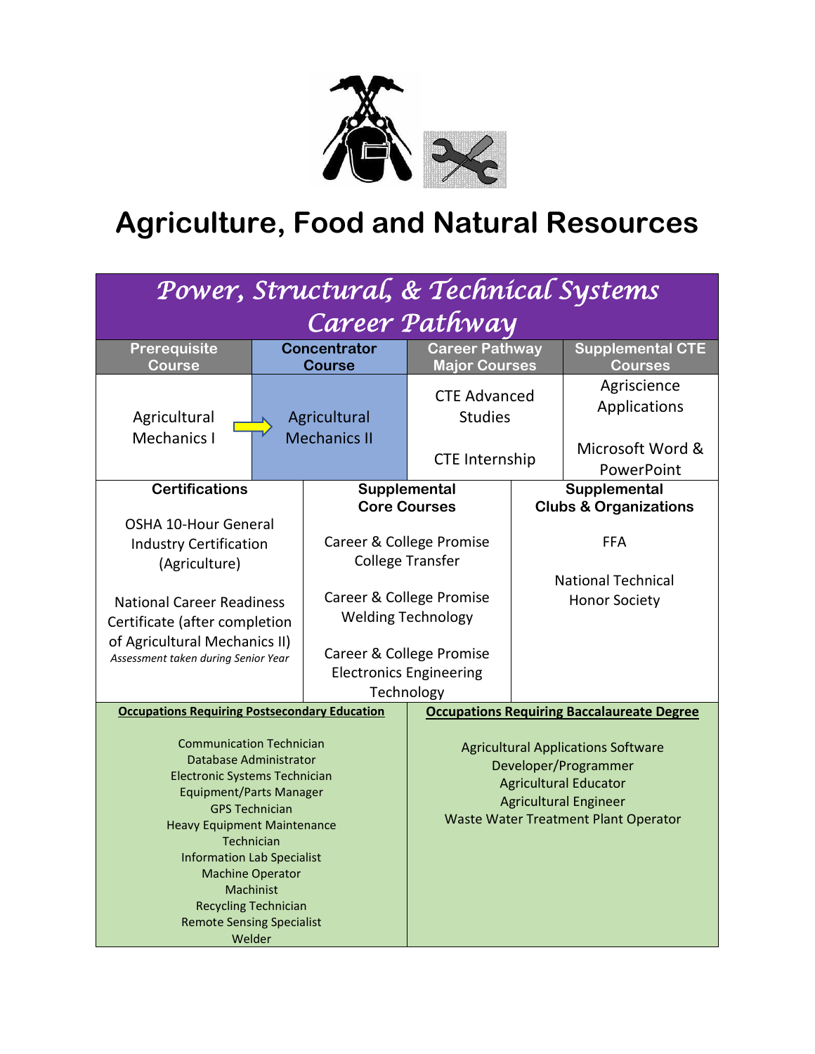# Agriculture, Food and Natural Resources

## Power, Structural, & Technical Systems Career Pathway

| Prerequisite Course | Concentrator Course | Career Pathway Major Courses | Supplemental CTE Courses |
|---|---|---|---|
| Agricultural Mechanics I → | Agricultural Mechanics II | CTE Advanced Studies<br><br>CTE Internship | Agriscience Applications<br><br>Microsoft Word & PowerPoint |

| Certifications | Supplemental Core Courses | Supplemental Clubs & Organizations |
|---|---|---|
| OSHA 10-Hour General Industry Certification (Agriculture)<br><br>National Career Readiness Certificate (after completion of Agricultural Mechanics II)<br>*Assessment taken during Senior Year* | Career & College Promise College Transfer<br><br>Career & College Promise Welding Technology<br><br>Career & College Promise Electronics Engineering Technology | FFA<br><br>National Technical Honor Society |

| Occupations Requiring Postsecondary Education | Occupations Requiring Baccalaureate Degree |
|---|---|
| Communication Technician<br>Database Administrator<br>Electronic Systems Technician<br>Equipment/Parts Manager<br>GPS Technician<br>Heavy Equipment Maintenance Technician<br>Information Lab Specialist<br>Machine Operator<br>Machinist<br>Recycling Technician<br>Remote Sensing Specialist<br>Welder | Agricultural Applications Software Developer/Programmer<br>Agricultural Educator<br>Agricultural Engineer<br>Waste Water Treatment Plant Operator |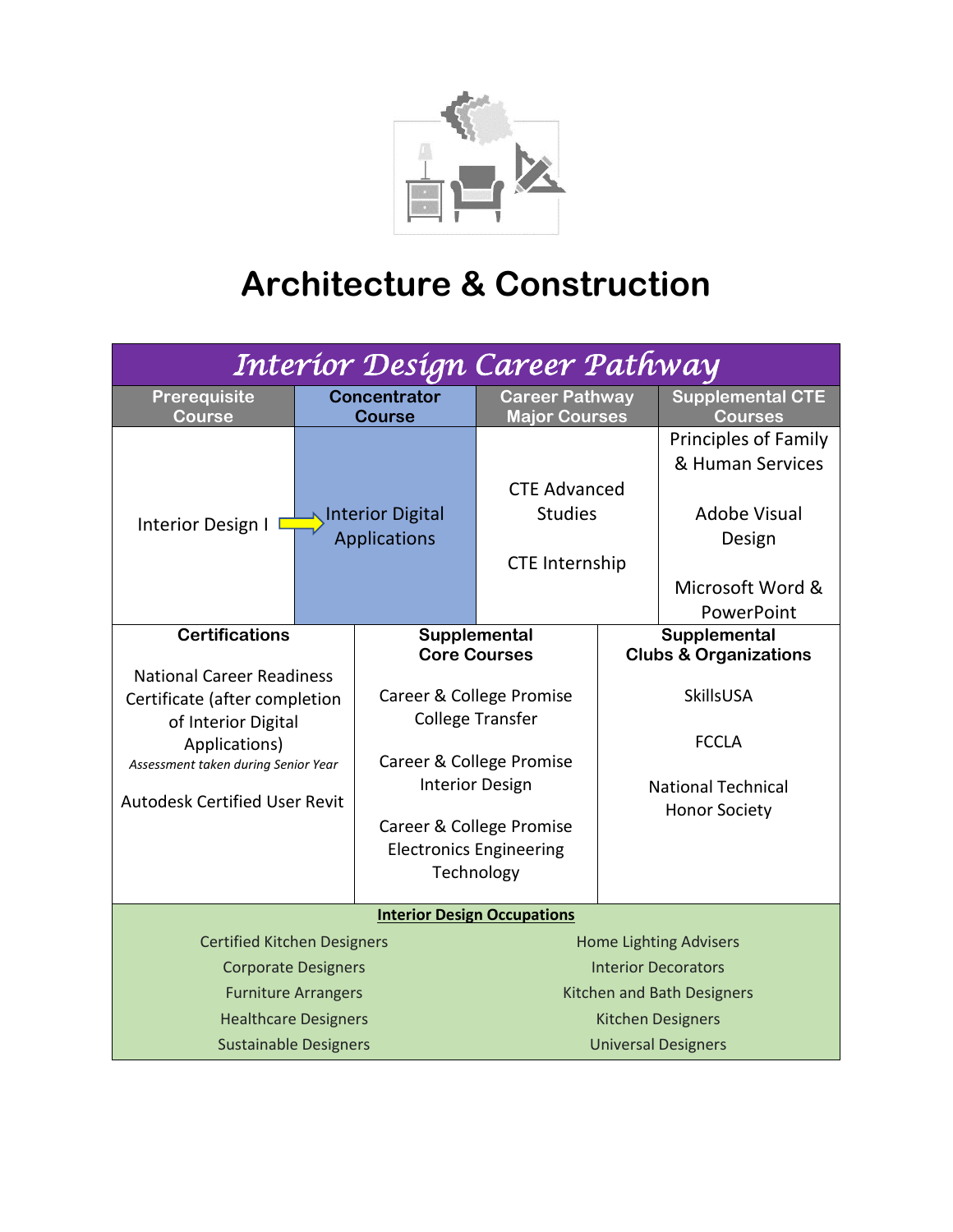# Architecture & Construction

## Interior Design Career Pathway

| Prerequisite Course | Concentrator Course | Career Pathway Major Courses | Supplemental CTE Courses |
|---|---|---|---|
| Interior Design I → | Interior Digital Applications | CTE Advanced Studies<br><br>CTE Internship | Principles of Family & Human Services<br><br>Adobe Visual Design<br><br>Microsoft Word & PowerPoint |

| Certifications | Supplemental Core Courses | Supplemental Clubs & Organizations |
|---|---|---|
| National Career Readiness Certificate (after completion of Interior Digital Applications)<br>*Assessment taken during Senior Year*<br><br>Autodesk Certified User Revit | Career & College Promise College Transfer<br><br>Career & College Promise Interior Design<br><br>Career & College Promise Electronics Engineering Technology | SkillsUSA<br><br>FCCLA<br><br>National Technical Honor Society |

**Interior Design Occupations**

| | |
|---|---|
| Certified Kitchen Designers | Home Lighting Advisers |
| Corporate Designers | Interior Decorators |
| Furniture Arrangers | Kitchen and Bath Designers |
| Healthcare Designers | Kitchen Designers |
| Sustainable Designers | Universal Designers |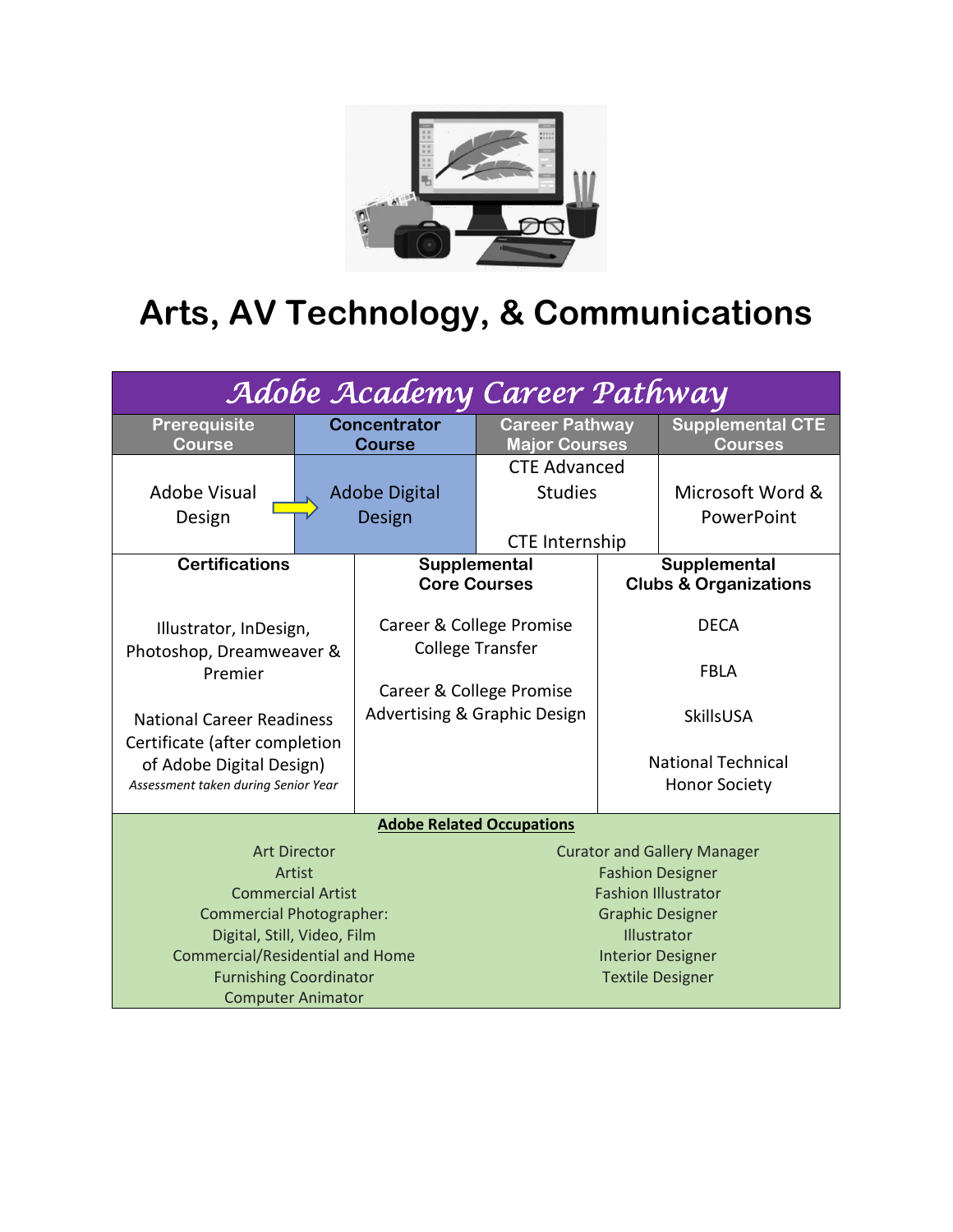# Arts, AV Technology, & Communications

## Adobe Academy Career Pathway

| Prerequisite Course | Concentrator Course | Career Pathway Major Courses | Supplemental CTE Courses |
|---|---|---|---|
| Adobe Visual Design → | Adobe Digital Design | CTE Advanced Studies<br><br>CTE Internship | Microsoft Word & PowerPoint |

| Certifications | Supplemental Core Courses | Supplemental Clubs & Organizations |
|---|---|---|
| Illustrator, InDesign, Photoshop, Dreamweaver & Premier<br><br>National Career Readiness Certificate (after completion of Adobe Digital Design)<br>*Assessment taken during Senior Year* | Career & College Promise College Transfer<br><br>Career & College Promise Advertising & Graphic Design | DECA<br><br>FBLA<br><br>SkillsUSA<br><br>National Technical Honor Society |

**Adobe Related Occupations**

- Art Director
- Artist
- Commercial Artist
- Commercial Photographer: Digital, Still, Video, Film
- Commercial/Residential and Home Furnishing Coordinator
- Computer Animator
- Curator and Gallery Manager
- Fashion Designer
- Fashion Illustrator
- Graphic Designer
- Illustrator
- Interior Designer
- Textile Designer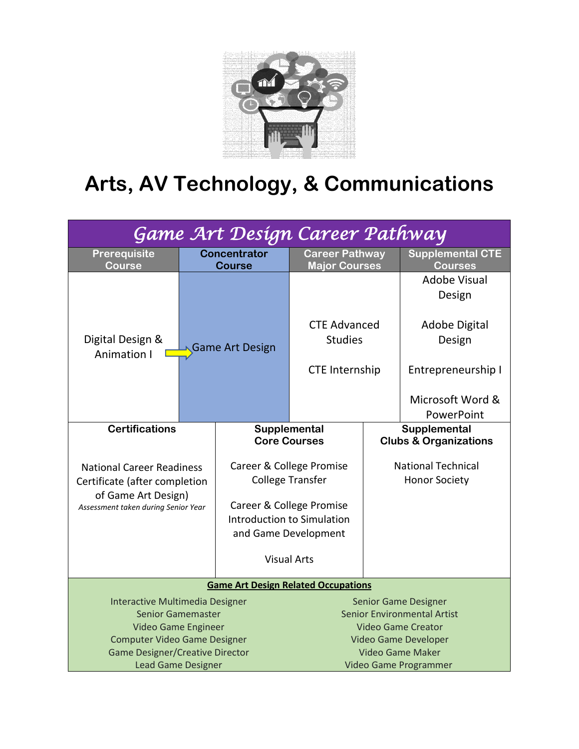# Arts, AV Technology, & Communications

## Game Art Design Career Pathway

| Prerequisite Course | Concentrator Course | Career Pathway Major Courses | Supplemental CTE Courses |
|---|---|---|---|
| Digital Design & Animation I | Game Art Design | CTE Advanced Studies<br><br>CTE Internship | Adobe Visual Design<br><br>Adobe Digital Design<br><br>Entrepreneurship I<br><br>Microsoft Word & PowerPoint |

| Certifications | Supplemental Core Courses | Supplemental Clubs & Organizations |
|---|---|---|
| National Career Readiness Certificate (after completion of Game Art Design)<br>*Assessment taken during Senior Year* | Career & College Promise College Transfer<br><br>Career & College Promise Introduction to Simulation and Game Development<br><br>Visual Arts | National Technical Honor Society |

**Game Art Design Related Occupations**

| | |
|---|---|
| Interactive Multimedia Designer | Senior Game Designer |
| Senior Gamemaster | Senior Environmental Artist |
| Video Game Engineer | Video Game Creator |
| Computer Video Game Designer | Video Game Developer |
| Game Designer/Creative Director | Video Game Maker |
| Lead Game Designer | Video Game Programmer |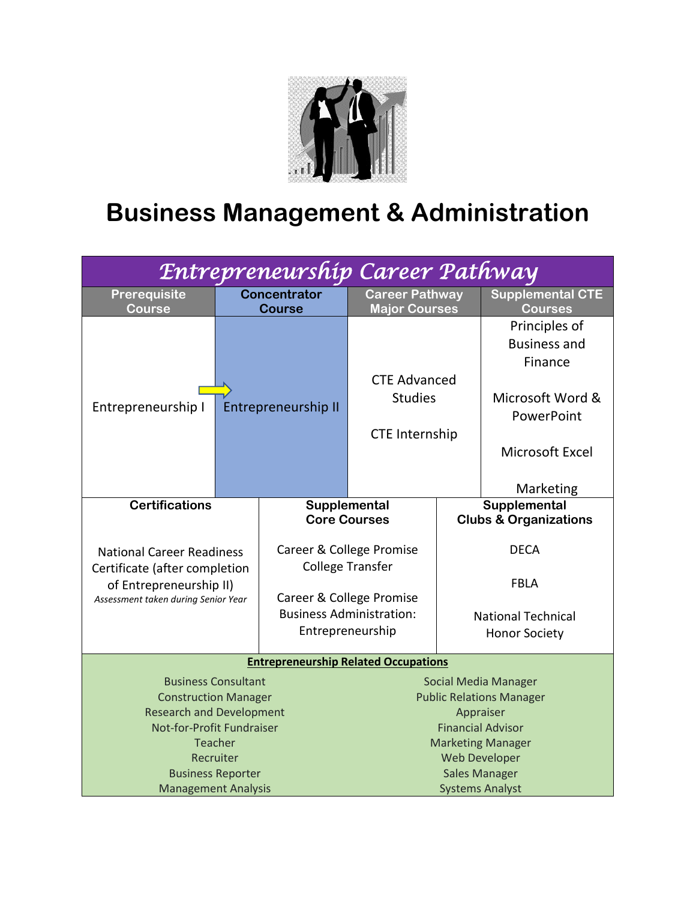# Business Management & Administration

## Entrepreneurship Career Pathway

| Prerequisite Course | Concentrator Course | Career Pathway Major Courses | Supplemental CTE Courses |
|---|---|---|---|
| Entrepreneurship I | Entrepreneurship II | CTE Advanced Studies<br><br>CTE Internship | Principles of Business and Finance<br><br>Microsoft Word & PowerPoint<br><br>Microsoft Excel<br><br>Marketing |

| Certifications | Supplemental Core Courses | Supplemental Clubs & Organizations |
|---|---|---|
| National Career Readiness Certificate (after completion of Entrepreneurship II)<br>*Assessment taken during Senior Year* | Career & College Promise College Transfer<br><br>Career & College Promise Business Administration: Entrepreneurship | DECA<br><br>FBLA<br><br>National Technical Honor Society |

**Entrepreneurship Related Occupations**

| | |
|---|---|
| Business Consultant | Social Media Manager |
| Construction Manager | Public Relations Manager |
| Research and Development | Appraiser |
| Not-for-Profit Fundraiser | Financial Advisor |
| Teacher | Marketing Manager |
| Recruiter | Web Developer |
| Business Reporter | Sales Manager |
| Management Analysis | Systems Analyst |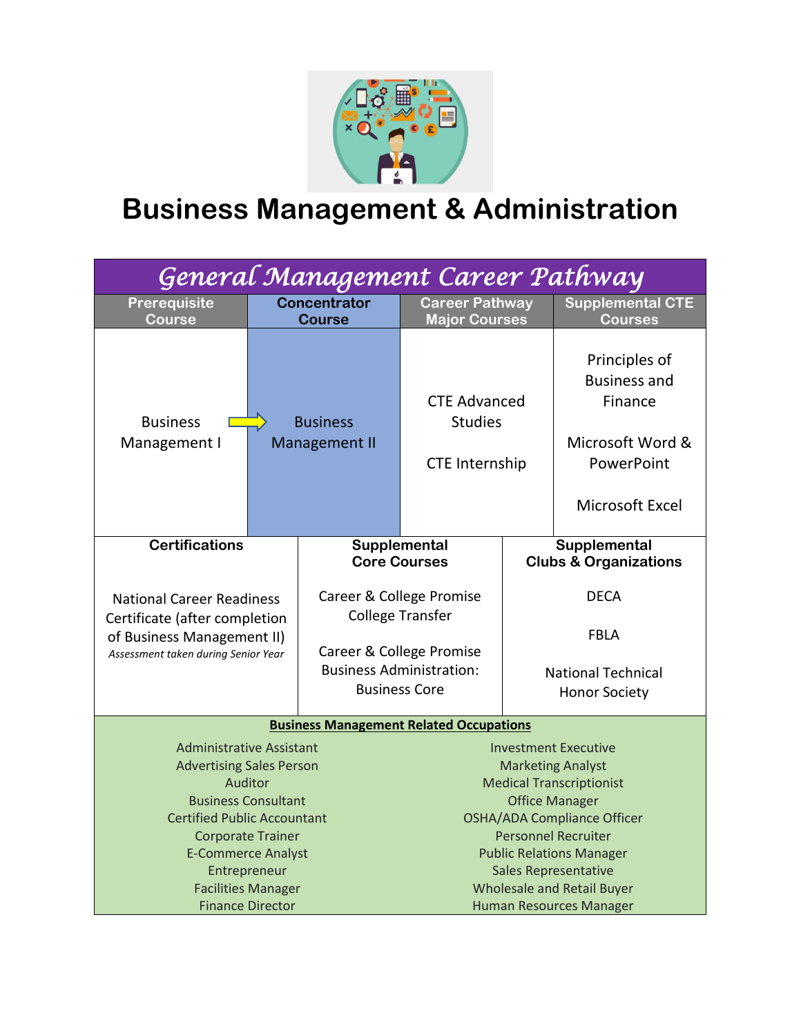# Business Management & Administration

## General Management Career Pathway

| Prerequisite Course | Concentrator Course | Career Pathway Major Courses | Supplemental CTE Courses |
|---|---|---|---|
| Business Management I → | Business Management II | CTE Advanced Studies<br><br>CTE Internship | Principles of Business and Finance<br><br>Microsoft Word & PowerPoint<br><br>Microsoft Excel |

| Certifications | Supplemental Core Courses | Supplemental Clubs & Organizations |
|---|---|---|
| National Career Readiness Certificate (after completion of Business Management II)<br>*Assessment taken during Senior Year* | Career & College Promise College Transfer<br><br>Career & College Promise Business Administration: Business Core | DECA<br><br>FBLA<br><br>National Technical Honor Society |

**Business Management Related Occupations**

| | |
|---|---|
| Administrative Assistant | Investment Executive |
| Advertising Sales Person | Marketing Analyst |
| Auditor | Medical Transcriptionist |
| Business Consultant | Office Manager |
| Certified Public Accountant | OSHA/ADA Compliance Officer |
| Corporate Trainer | Personnel Recruiter |
| E-Commerce Analyst | Public Relations Manager |
| Entrepreneur | Sales Representative |
| Facilities Manager | Wholesale and Retail Buyer |
| Finance Director | Human Resources Manager |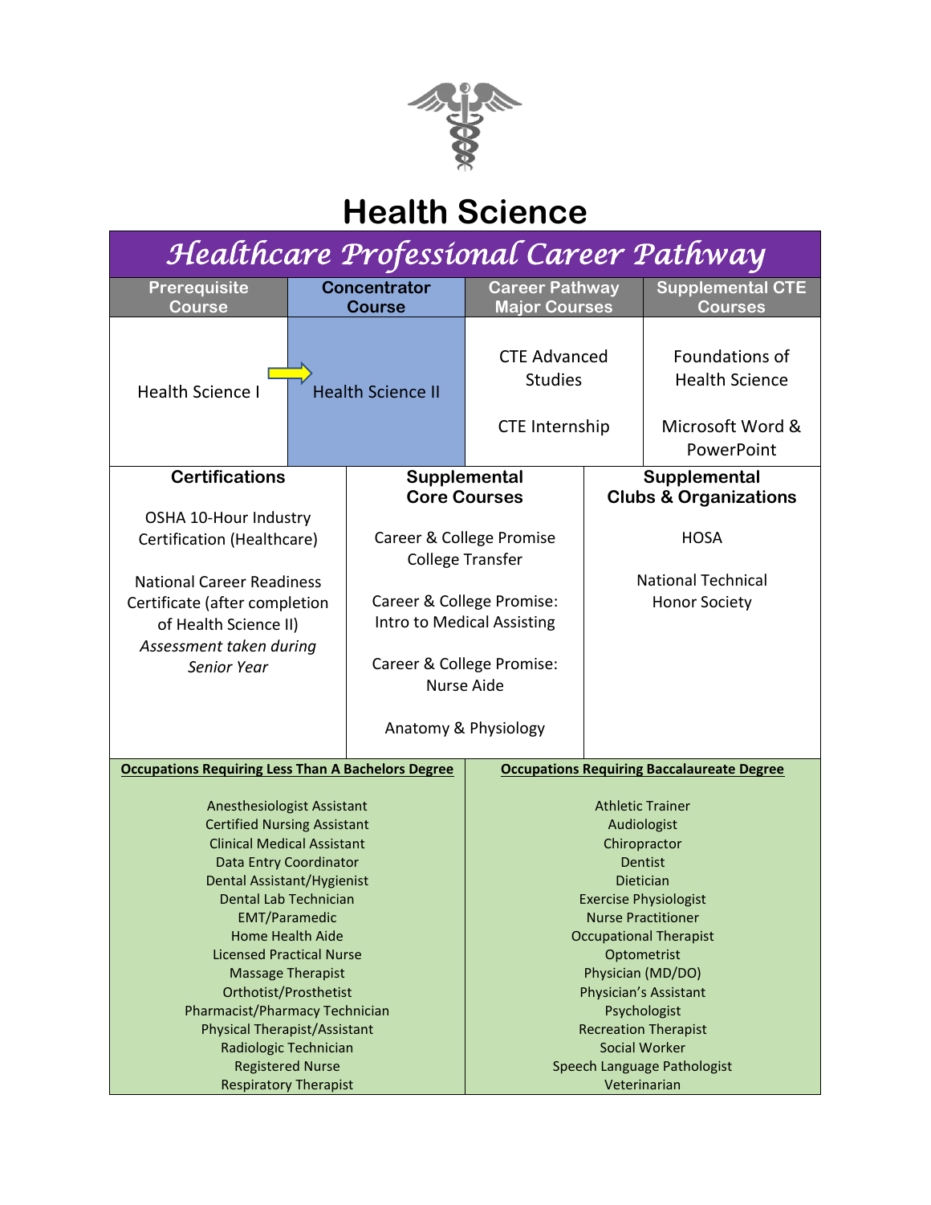# Health Science

## Healthcare Professional Career Pathway

| Prerequisite Course | Concentrator Course | Career Pathway Major Courses | Supplemental CTE Courses |
|---|---|---|---|
| Health Science I → | Health Science II | CTE Advanced Studies<br><br>CTE Internship | Foundations of Health Science<br><br>Microsoft Word & PowerPoint |

| Certifications | Supplemental Core Courses | Supplemental Clubs & Organizations |
|---|---|---|
| OSHA 10-Hour Industry Certification (Healthcare)<br><br>National Career Readiness Certificate (after completion of Health Science II)<br>*Assessment taken during Senior Year* | Career & College Promise College Transfer<br><br>Career & College Promise: Intro to Medical Assisting<br><br>Career & College Promise: Nurse Aide<br><br>Anatomy & Physiology | HOSA<br><br>National Technical Honor Society |

| Occupations Requiring Less Than A Bachelors Degree | Occupations Requiring Baccalaureate Degree |
|---|---|
| Anesthesiologist Assistant | Athletic Trainer |
| Certified Nursing Assistant | Audiologist |
| Clinical Medical Assistant | Chiropractor |
| Data Entry Coordinator | Dentist |
| Dental Assistant/Hygienist | Dietician |
| Dental Lab Technician | Exercise Physiologist |
| EMT/Paramedic | Nurse Practitioner |
| Home Health Aide | Occupational Therapist |
| Licensed Practical Nurse | Optometrist |
| Massage Therapist | Physician (MD/DO) |
| Orthotist/Prosthetist | Physician's Assistant |
| Pharmacist/Pharmacy Technician | Psychologist |
| Physical Therapist/Assistant | Recreation Therapist |
| Radiologic Technician | Social Worker |
| Registered Nurse | Speech Language Pathologist |
| Respiratory Therapist | Veterinarian |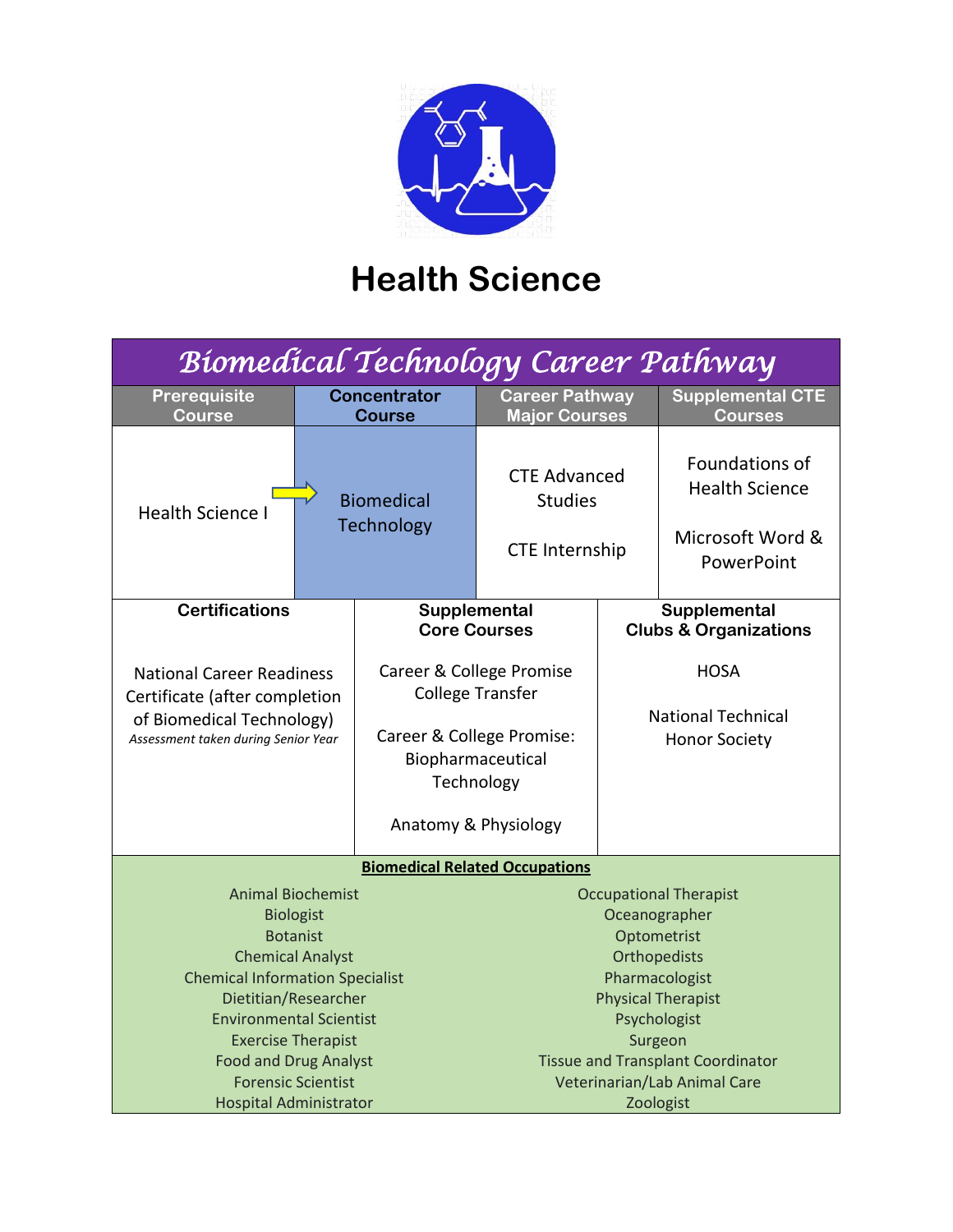# Health Science

## Biomedical Technology Career Pathway

| Prerequisite Course | Concentrator Course | Career Pathway Major Courses | Supplemental CTE Courses |
|---|---|---|---|
| Health Science I | Biomedical Technology | CTE Advanced Studies<br><br>CTE Internship | Foundations of Health Science<br><br>Microsoft Word & PowerPoint |

| Certifications | Supplemental Core Courses | Supplemental Clubs & Organizations |
|---|---|---|
| National Career Readiness Certificate (after completion of Biomedical Technology)<br>*Assessment taken during Senior Year* | Career & College Promise College Transfer<br><br>Career & College Promise: Biopharmaceutical Technology<br><br>Anatomy & Physiology | HOSA<br><br>National Technical Honor Society |

**Biomedical Related Occupations**

| | |
|---|---|
| Animal Biochemist | Occupational Therapist |
| Biologist | Oceanographer |
| Botanist | Optometrist |
| Chemical Analyst | Orthopedists |
| Chemical Information Specialist | Pharmacologist |
| Dietitian/Researcher | Physical Therapist |
| Environmental Scientist | Psychologist |
| Exercise Therapist | Surgeon |
| Food and Drug Analyst | Tissue and Transplant Coordinator |
| Forensic Scientist | Veterinarian/Lab Animal Care |
| Hospital Administrator | Zoologist |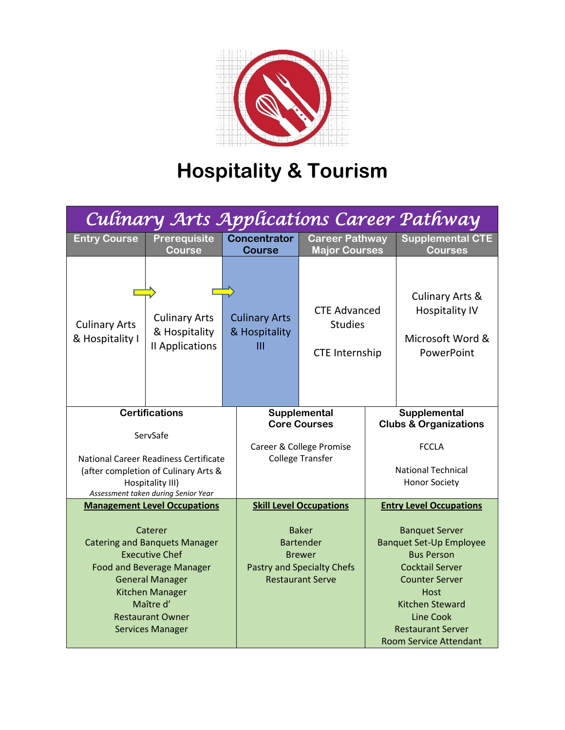# Hospitality & Tourism

## Culinary Arts Applications Career Pathway

| Entry Course | Prerequisite Course | Concentrator Course | Career Pathway Major Courses | Supplemental CTE Courses |
|---|---|---|---|---|
| Culinary Arts & Hospitality I | Culinary Arts & Hospitality II Applications | Culinary Arts & Hospitality III | CTE Advanced Studies<br><br>CTE Internship | Culinary Arts & Hospitality IV<br><br>Microsoft Word & PowerPoint |

| Certifications | Supplemental Core Courses | Supplemental Clubs & Organizations |
|---|---|---|
| ServSafe<br><br>National Career Readiness Certificate (after completion of Culinary Arts & Hospitality III)<br>*Assessment taken during Senior Year* | Career & College Promise<br>College Transfer | FCCLA<br><br>National Technical Honor Society |

| Management Level Occupations | Skill Level Occupations | Entry Level Occupations |
|---|---|---|
| Caterer<br>Catering and Banquets Manager<br>Executive Chef<br>Food and Beverage Manager<br>General Manager<br>Kitchen Manager<br>Maître d'<br>Restaurant Owner<br>Services Manager | Baker<br>Bartender<br>Brewer<br>Pastry and Specialty Chefs<br>Restaurant Serve | Banquet Server<br>Banquet Set-Up Employee<br>Bus Person<br>Cocktail Server<br>Counter Server<br>Host<br>Kitchen Steward<br>Line Cook<br>Restaurant Server<br>Room Service Attendant |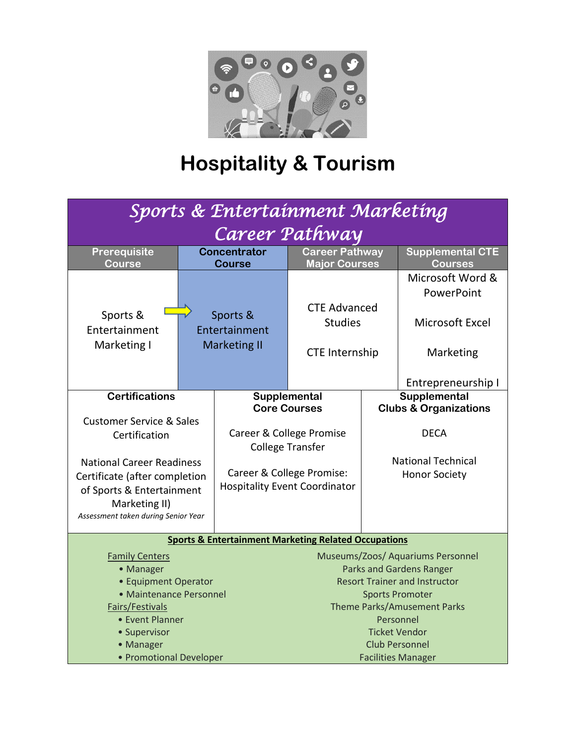# Hospitality & Tourism

## Sports & Entertainment Marketing Career Pathway

| Prerequisite Course | Concentrator Course | Career Pathway Major Courses | Supplemental CTE Courses |
|---|---|---|---|
| Sports & Entertainment Marketing I | Sports & Entertainment Marketing II | CTE Advanced Studies<br><br>CTE Internship | Microsoft Word & PowerPoint<br><br>Microsoft Excel<br><br>Marketing<br><br>Entrepreneurship I |

| Certifications | Supplemental Core Courses | Supplemental Clubs & Organizations |
|---|---|---|
| Customer Service & Sales Certification<br><br>National Career Readiness Certificate (after completion of Sports & Entertainment Marketing II)<br>*Assessment taken during Senior Year* | Career & College Promise College Transfer<br><br>Career & College Promise: Hospitality Event Coordinator | DECA<br><br>National Technical Honor Society |

### Sports & Entertainment Marketing Related Occupations

Family Centers
- Manager
- Equipment Operator
- Maintenance Personnel

Fairs/Festivals
- Event Planner
- Supervisor
- Manager
- Promotional Developer

Museums/Zoos/ Aquariums Personnel
Parks and Gardens Ranger
Resort Trainer and Instructor
Sports Promoter
Theme Parks/Amusement Parks Personnel
Ticket Vendor
Club Personnel
Facilities Manager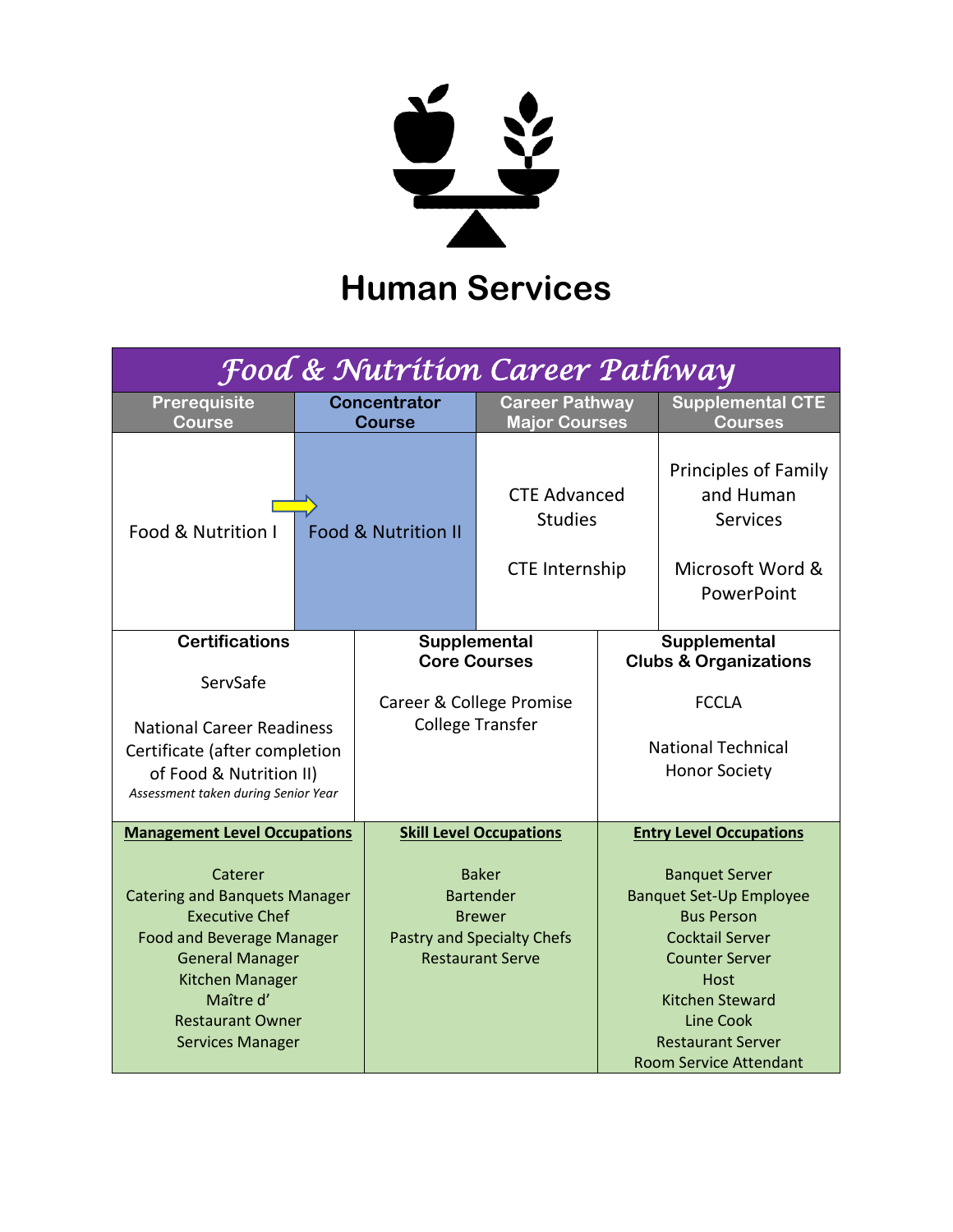# Human Services

## Food & Nutrition Career Pathway

| Prerequisite Course | Concentrator Course | Career Pathway Major Courses | Supplemental CTE Courses |
|---|---|---|---|
| Food & Nutrition I | Food & Nutrition II | CTE Advanced Studies<br><br>CTE Internship | Principles of Family and Human Services<br><br>Microsoft Word & PowerPoint |

| Certifications | Supplemental Core Courses | Supplemental Clubs & Organizations |
|---|---|---|
| ServSafe<br><br>National Career Readiness Certificate (after completion of Food & Nutrition II)<br>*Assessment taken during Senior Year* | Career & College Promise College Transfer | FCCLA<br><br>National Technical Honor Society |

| Management Level Occupations | Skill Level Occupations | Entry Level Occupations |
|---|---|---|
| Caterer<br>Catering and Banquets Manager<br>Executive Chef<br>Food and Beverage Manager<br>General Manager<br>Kitchen Manager<br>Maître d'<br>Restaurant Owner<br>Services Manager | Baker<br>Bartender<br>Brewer<br>Pastry and Specialty Chefs<br>Restaurant Serve | Banquet Server<br>Banquet Set-Up Employee<br>Bus Person<br>Cocktail Server<br>Counter Server<br>Host<br>Kitchen Steward<br>Line Cook<br>Restaurant Server<br>Room Service Attendant |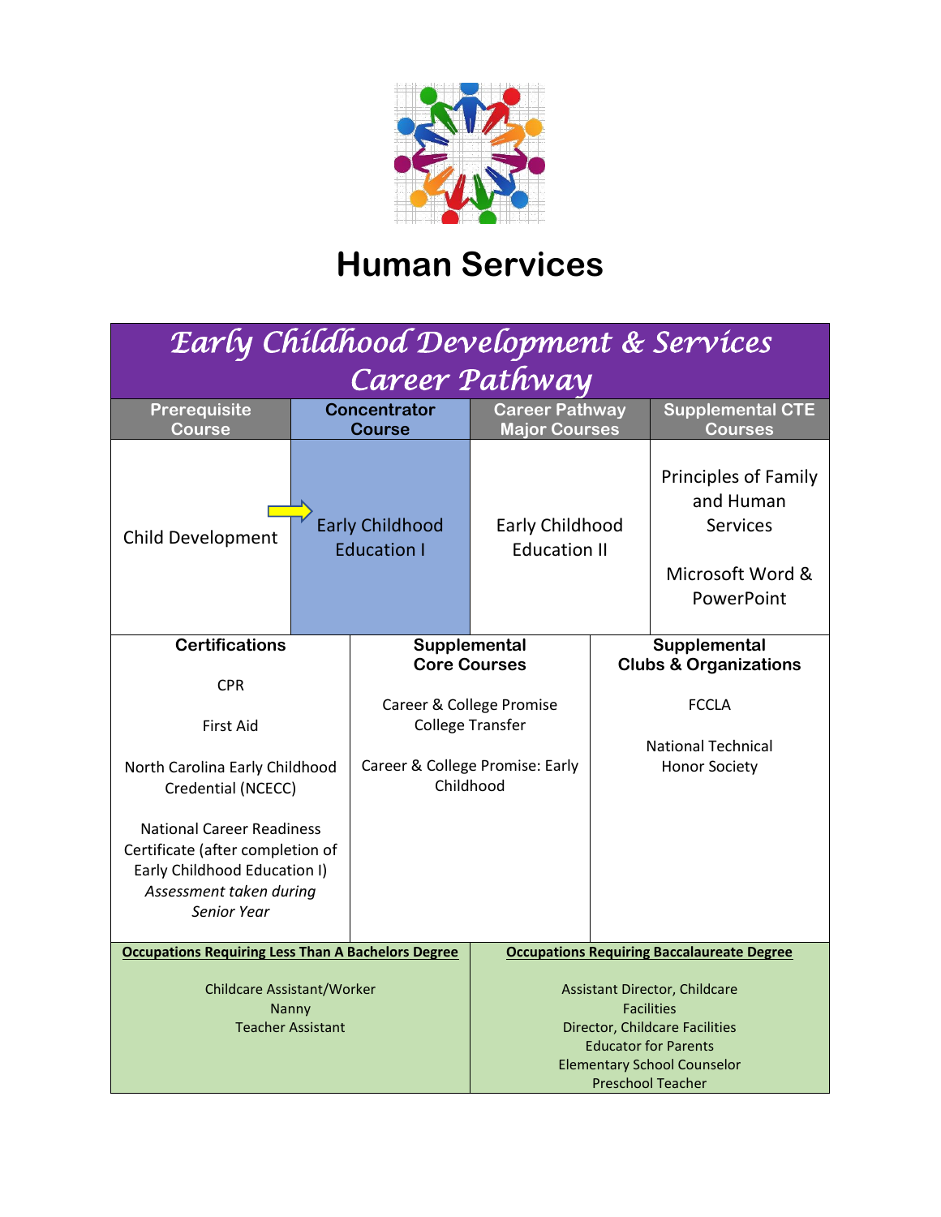# Human Services

## Early Childhood Development & Services Career Pathway

| Prerequisite Course | Concentrator Course | Career Pathway Major Courses | Supplemental CTE Courses |
|---|---|---|---|
| Child Development | Early Childhood Education I | Early Childhood Education II | Principles of Family and Human Services<br><br>Microsoft Word & PowerPoint |

| Certifications | Supplemental Core Courses | Supplemental Clubs & Organizations |
|---|---|---|
| CPR<br><br>First Aid<br><br>North Carolina Early Childhood Credential (NCECC)<br><br>National Career Readiness Certificate (after completion of Early Childhood Education I) *Assessment taken during Senior Year* | Career & College Promise College Transfer<br><br>Career & College Promise: Early Childhood | FCCLA<br><br>National Technical Honor Society |

| Occupations Requiring Less Than A Bachelors Degree | Occupations Requiring Baccalaureate Degree |
|---|---|
| Childcare Assistant/Worker<br>Nanny<br>Teacher Assistant | Assistant Director, Childcare Facilities<br>Director, Childcare Facilities<br>Educator for Parents<br>Elementary School Counselor<br>Preschool Teacher |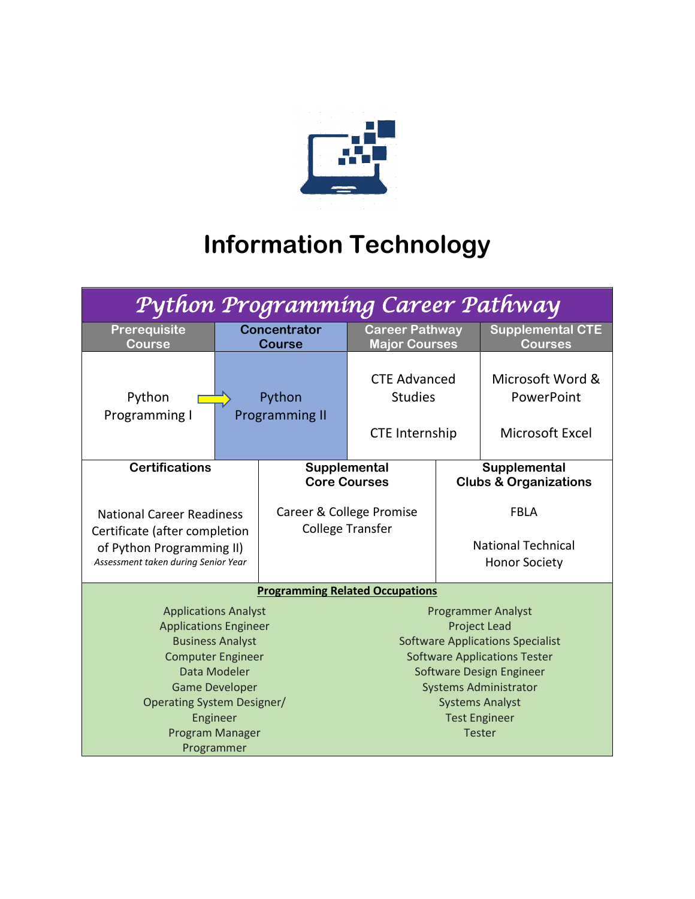# Information Technology

## Python Programming Career Pathway

| Prerequisite Course | Concentrator Course | Career Pathway Major Courses | Supplemental CTE Courses |
|---|---|---|---|
| Python Programming I → | Python Programming II | CTE Advanced Studies<br><br>CTE Internship | Microsoft Word & PowerPoint<br><br>Microsoft Excel |

| Certifications | Supplemental Core Courses | Supplemental Clubs & Organizations |
|---|---|---|
| National Career Readiness Certificate (after completion of Python Programming II)<br>*Assessment taken during Senior Year* | Career & College Promise College Transfer | FBLA<br><br>National Technical Honor Society |

**Programming Related Occupations**

- Applications Analyst
- Applications Engineer
- Business Analyst
- Computer Engineer
- Data Modeler
- Game Developer
- Operating System Designer/ Engineer
- Program Manager
- Programmer
- Programmer Analyst
- Project Lead
- Software Applications Specialist
- Software Applications Tester
- Software Design Engineer
- Systems Administrator
- Systems Analyst
- Test Engineer
- Tester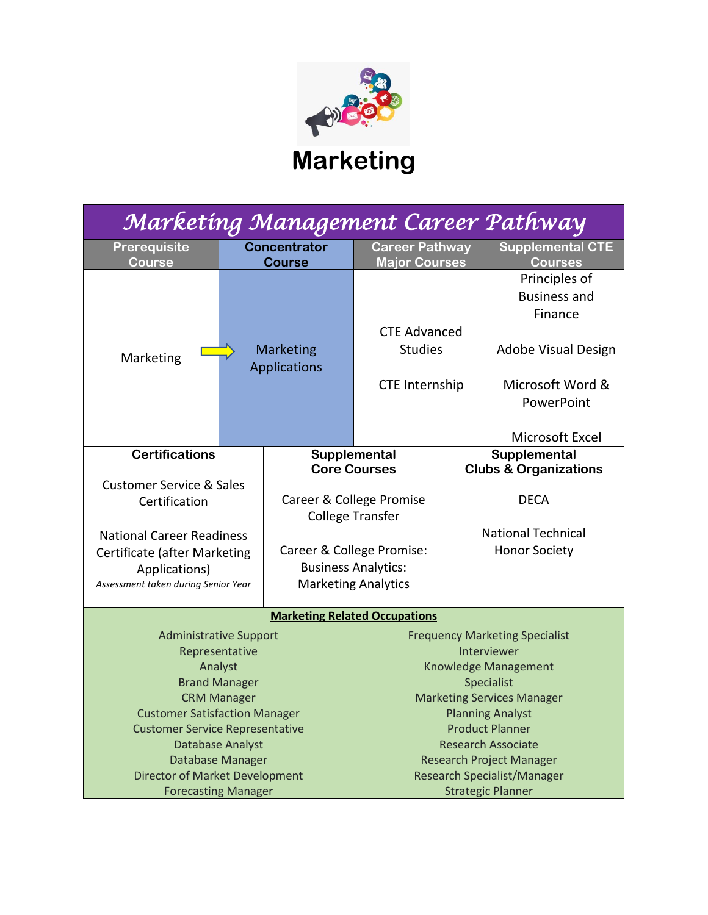# Marketing

## Marketing Management Career Pathway

| Prerequisite Course | Concentrator Course | Career Pathway Major Courses | Supplemental CTE Courses |
|---|---|---|---|
| Marketing → | Marketing Applications | CTE Advanced Studies<br><br>CTE Internship | Principles of Business and Finance<br><br>Adobe Visual Design<br><br>Microsoft Word & PowerPoint<br><br>Microsoft Excel |

| Certifications | Supplemental Core Courses | Supplemental Clubs & Organizations |
|---|---|---|
| Customer Service & Sales Certification<br><br>National Career Readiness Certificate (after Marketing Applications)<br>*Assessment taken during Senior Year* | Career & College Promise College Transfer<br><br>Career & College Promise: Business Analytics: Marketing Analytics | DECA<br><br>National Technical Honor Society |

**Marketing Related Occupations**

- Administrative Support Representative
- Analyst
- Brand Manager
- CRM Manager
- Customer Satisfaction Manager
- Customer Service Representative
- Database Analyst
- Database Manager
- Director of Market Development
- Forecasting Manager
- Frequency Marketing Specialist
- Interviewer
- Knowledge Management Specialist
- Marketing Services Manager
- Planning Analyst
- Product Planner
- Research Associate
- Research Project Manager
- Research Specialist/Manager
- Strategic Planner